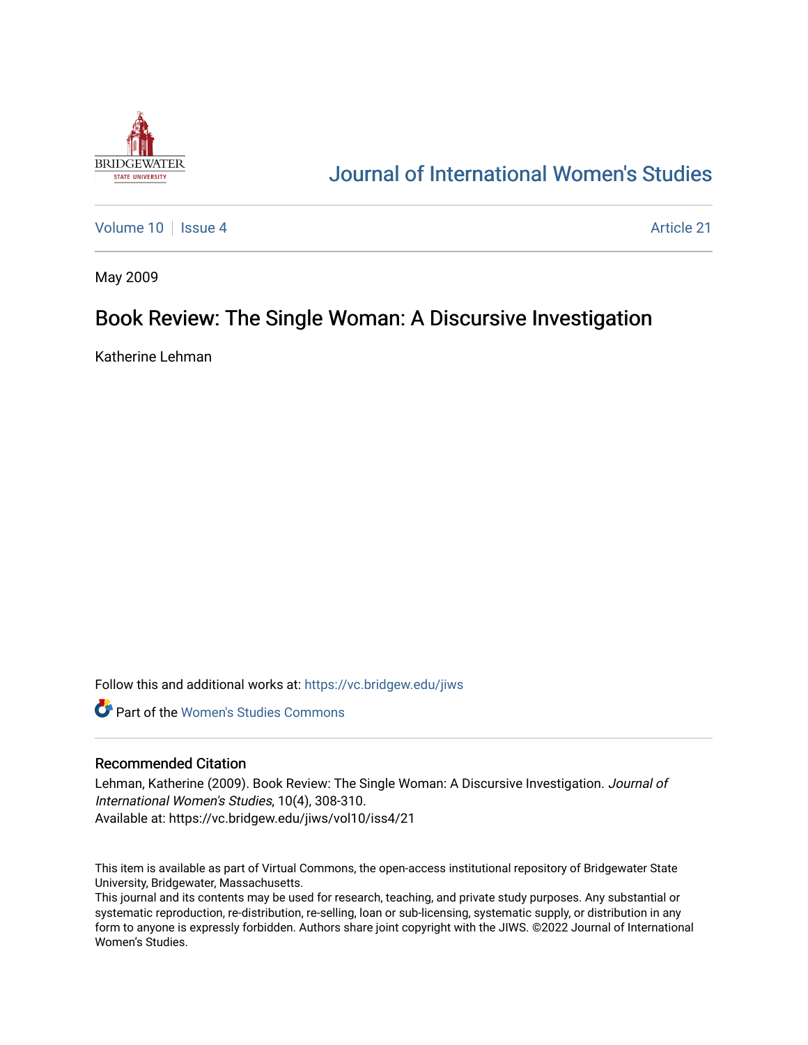# Journal of International Women's Studies

Volume 10 | Issue 4 | Article 21

May 2009

## Book Review: The Single Woman: A Discursive Investigation

Katherine Lehman

Follow this and additional works at: https://vc.bridgew.edu/jiws

Part of the Women's Studies Commons

### Recommended Citation

Lehman, Katherine (2009). Book Review: The Single Woman: A Discursive Investigation. *Journal of International Women's Studies*, 10(4), 308-310.
Available at: https://vc.bridgew.edu/jiws/vol10/iss4/21

This item is available as part of Virtual Commons, the open-access institutional repository of Bridgewater State University, Bridgewater, Massachusetts.
This journal and its contents may be used for research, teaching, and private study purposes. Any substantial or systematic reproduction, re-distribution, re-selling, loan or sub-licensing, systematic supply, or distribution in any form to anyone is expressly forbidden. Authors share joint copyright with the JIWS. ©2022 Journal of International Women's Studies.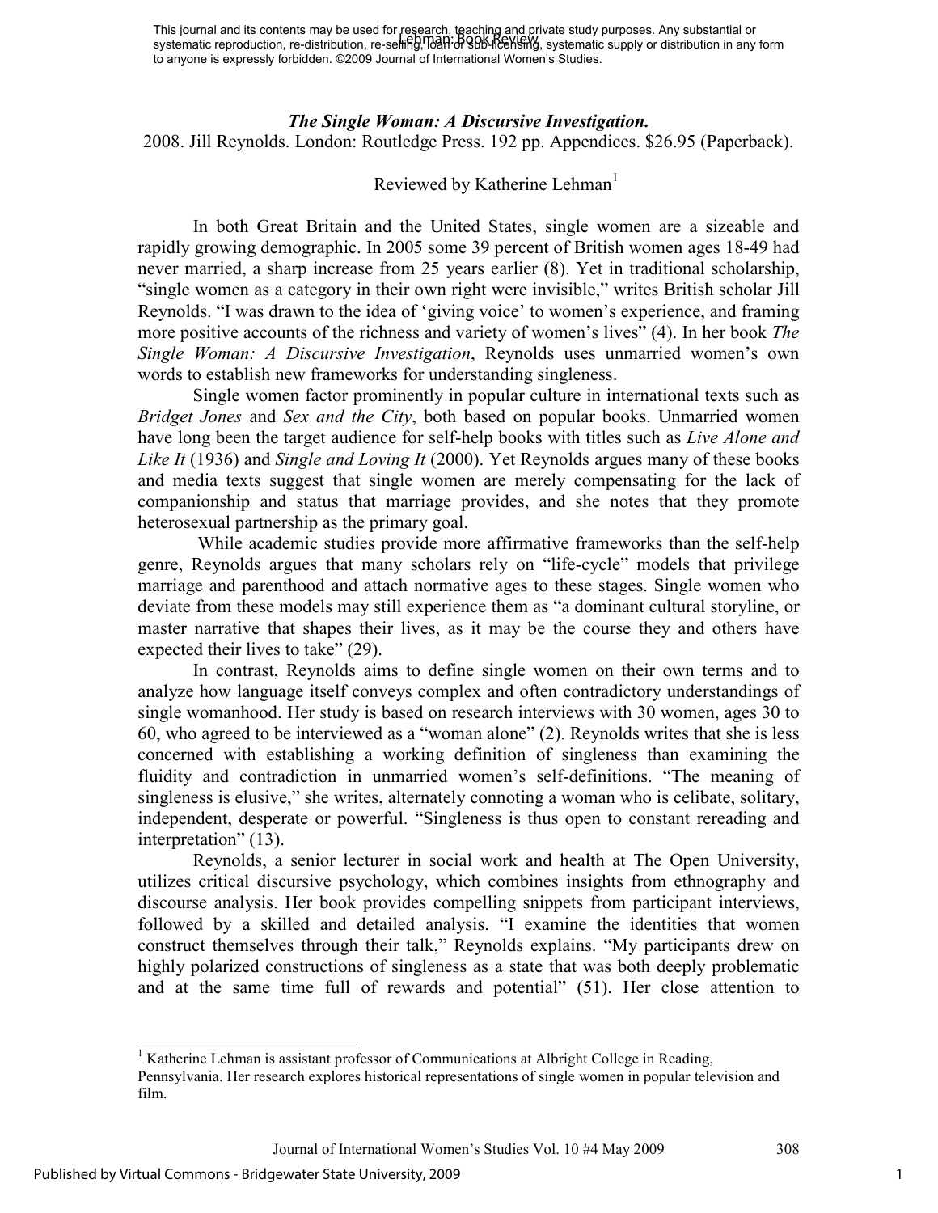*The Single Woman: A Discursive Investigation.*

2008. Jill Reynolds. London: Routledge Press. 192 pp. Appendices. $26.95 (Paperback).

Reviewed by Katherine Lehman[1]

In both Great Britain and the United States, single women are a sizeable and rapidly growing demographic. In 2005 some 39 percent of British women ages 18-49 had never married, a sharp increase from 25 years earlier (8). Yet in traditional scholarship, "single women as a category in their own right were invisible," writes British scholar Jill Reynolds. "I was drawn to the idea of 'giving voice' to women's experience, and framing more positive accounts of the richness and variety of women's lives" (4). In her book *The Single Woman: A Discursive Investigation*, Reynolds uses unmarried women's own words to establish new frameworks for understanding singleness.

Single women factor prominently in popular culture in international texts such as *Bridget Jones* and *Sex and the City*, both based on popular books. Unmarried women have long been the target audience for self-help books with titles such as *Live Alone and Like It* (1936) and *Single and Loving It* (2000). Yet Reynolds argues many of these books and media texts suggest that single women are merely compensating for the lack of companionship and status that marriage provides, and she notes that they promote heterosexual partnership as the primary goal.

While academic studies provide more affirmative frameworks than the self-help genre, Reynolds argues that many scholars rely on "life-cycle" models that privilege marriage and parenthood and attach normative ages to these stages. Single women who deviate from these models may still experience them as "a dominant cultural storyline, or master narrative that shapes their lives, as it may be the course they and others have expected their lives to take" (29).

In contrast, Reynolds aims to define single women on their own terms and to analyze how language itself conveys complex and often contradictory understandings of single womanhood. Her study is based on research interviews with 30 women, ages 30 to 60, who agreed to be interviewed as a "woman alone" (2). Reynolds writes that she is less concerned with establishing a working definition of singleness than examining the fluidity and contradiction in unmarried women's self-definitions. "The meaning of singleness is elusive," she writes, alternately connoting a woman who is celibate, solitary, independent, desperate or powerful. "Singleness is thus open to constant rereading and interpretation" (13).

Reynolds, a senior lecturer in social work and health at The Open University, utilizes critical discursive psychology, which combines insights from ethnography and discourse analysis. Her book provides compelling snippets from participant interviews, followed by a skilled and detailed analysis. "I examine the identities that women construct themselves through their talk," Reynolds explains. "My participants drew on highly polarized constructions of singleness as a state that was both deeply problematic and at the same time full of rewards and potential" (51). Her close attention to

---

[1] Katherine Lehman is assistant professor of Communications at Albright College in Reading, Pennsylvania. Her research explores historical representations of single women in popular television and film.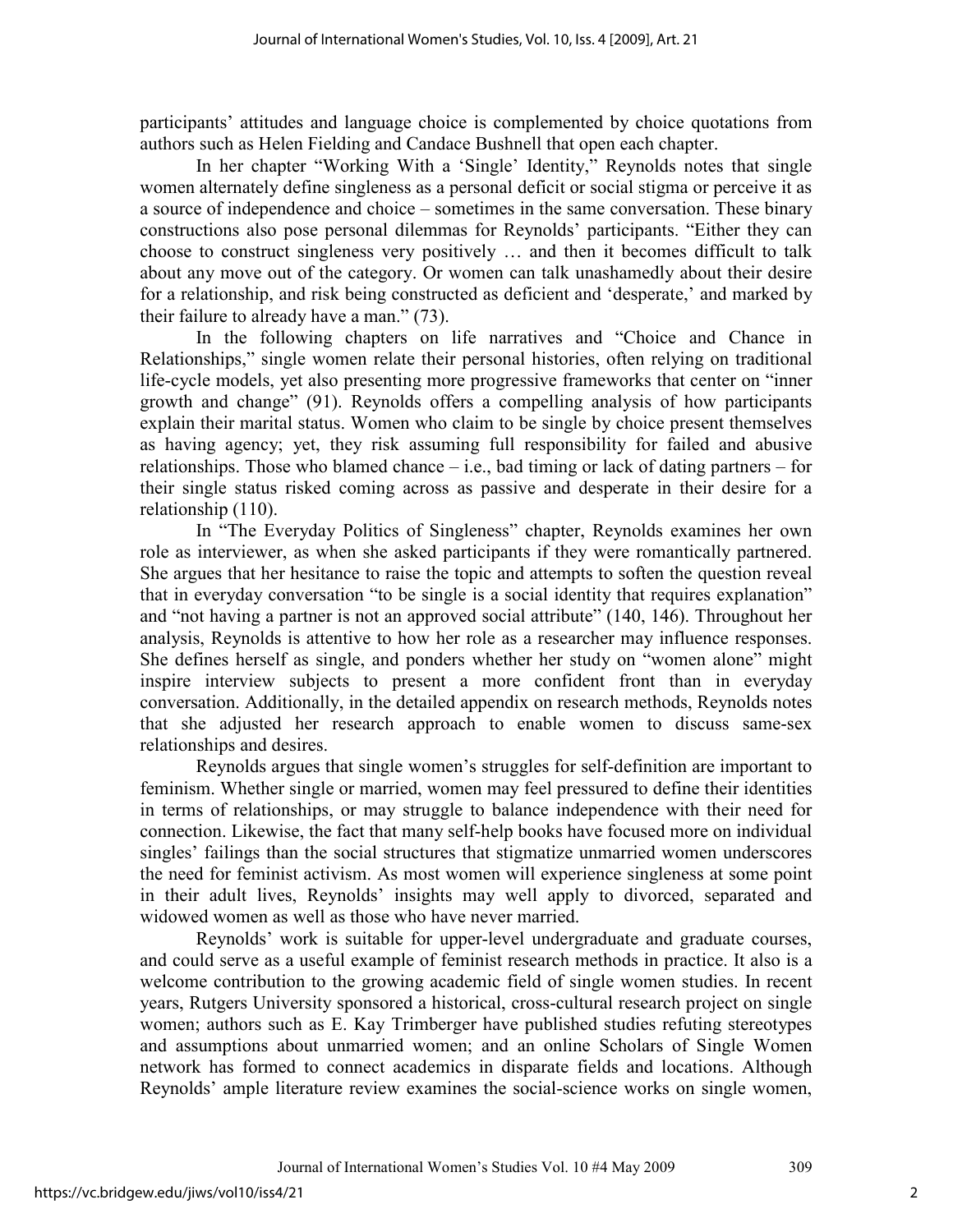participants' attitudes and language choice is complemented by choice quotations from authors such as Helen Fielding and Candace Bushnell that open each chapter.

In her chapter "Working With a 'Single' Identity," Reynolds notes that single women alternately define singleness as a personal deficit or social stigma or perceive it as a source of independence and choice – sometimes in the same conversation. These binary constructions also pose personal dilemmas for Reynolds' participants. "Either they can choose to construct singleness very positively … and then it becomes difficult to talk about any move out of the category. Or women can talk unashamedly about their desire for a relationship, and risk being constructed as deficient and 'desperate,' and marked by their failure to already have a man." (73).

In the following chapters on life narratives and "Choice and Chance in Relationships," single women relate their personal histories, often relying on traditional life-cycle models, yet also presenting more progressive frameworks that center on "inner growth and change" (91). Reynolds offers a compelling analysis of how participants explain their marital status. Women who claim to be single by choice present themselves as having agency; yet, they risk assuming full responsibility for failed and abusive relationships. Those who blamed chance – i.e., bad timing or lack of dating partners – for their single status risked coming across as passive and desperate in their desire for a relationship (110).

In "The Everyday Politics of Singleness" chapter, Reynolds examines her own role as interviewer, as when she asked participants if they were romantically partnered. She argues that her hesitance to raise the topic and attempts to soften the question reveal that in everyday conversation "to be single is a social identity that requires explanation" and "not having a partner is not an approved social attribute" (140, 146). Throughout her analysis, Reynolds is attentive to how her role as a researcher may influence responses. She defines herself as single, and ponders whether her study on "women alone" might inspire interview subjects to present a more confident front than in everyday conversation. Additionally, in the detailed appendix on research methods, Reynolds notes that she adjusted her research approach to enable women to discuss same-sex relationships and desires.

Reynolds argues that single women's struggles for self-definition are important to feminism. Whether single or married, women may feel pressured to define their identities in terms of relationships, or may struggle to balance independence with their need for connection. Likewise, the fact that many self-help books have focused more on individual singles' failings than the social structures that stigmatize unmarried women underscores the need for feminist activism. As most women will experience singleness at some point in their adult lives, Reynolds' insights may well apply to divorced, separated and widowed women as well as those who have never married.

Reynolds' work is suitable for upper-level undergraduate and graduate courses, and could serve as a useful example of feminist research methods in practice. It also is a welcome contribution to the growing academic field of single women studies. In recent years, Rutgers University sponsored a historical, cross-cultural research project on single women; authors such as E. Kay Trimberger have published studies refuting stereotypes and assumptions about unmarried women; and an online Scholars of Single Women network has formed to connect academics in disparate fields and locations. Although Reynolds' ample literature review examines the social-science works on single women,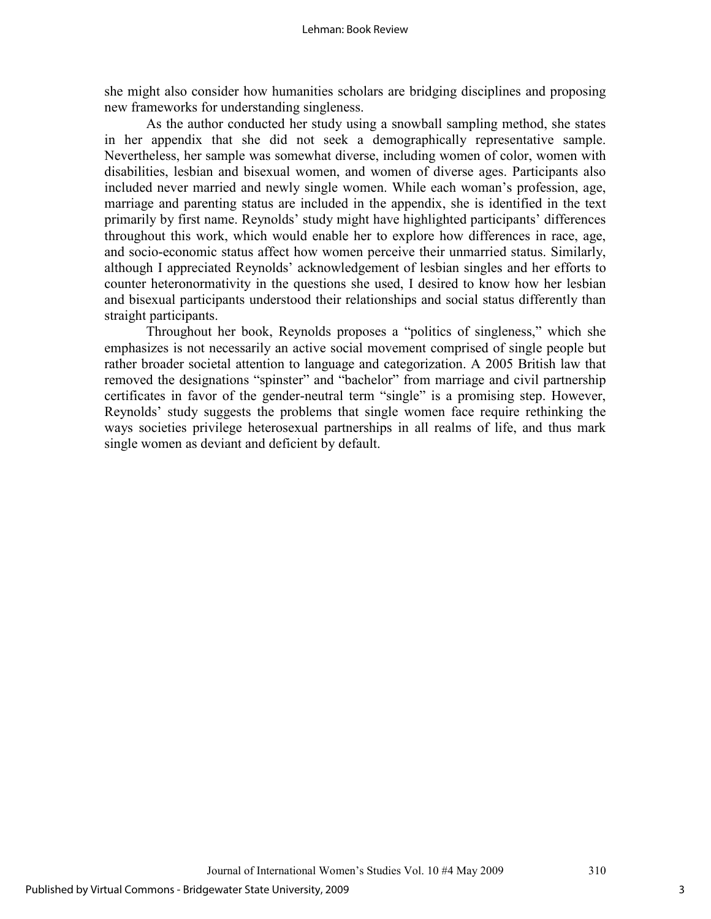she might also consider how humanities scholars are bridging disciplines and proposing new frameworks for understanding singleness.

As the author conducted her study using a snowball sampling method, she states in her appendix that she did not seek a demographically representative sample. Nevertheless, her sample was somewhat diverse, including women of color, women with disabilities, lesbian and bisexual women, and women of diverse ages. Participants also included never married and newly single women. While each woman's profession, age, marriage and parenting status are included in the appendix, she is identified in the text primarily by first name. Reynolds' study might have highlighted participants' differences throughout this work, which would enable her to explore how differences in race, age, and socio-economic status affect how women perceive their unmarried status. Similarly, although I appreciated Reynolds' acknowledgement of lesbian singles and her efforts to counter heteronormativity in the questions she used, I desired to know how her lesbian and bisexual participants understood their relationships and social status differently than straight participants.

Throughout her book, Reynolds proposes a "politics of singleness," which she emphasizes is not necessarily an active social movement comprised of single people but rather broader societal attention to language and categorization. A 2005 British law that removed the designations "spinster" and "bachelor" from marriage and civil partnership certificates in favor of the gender-neutral term "single" is a promising step. However, Reynolds' study suggests the problems that single women face require rethinking the ways societies privilege heterosexual partnerships in all realms of life, and thus mark single women as deviant and deficient by default.